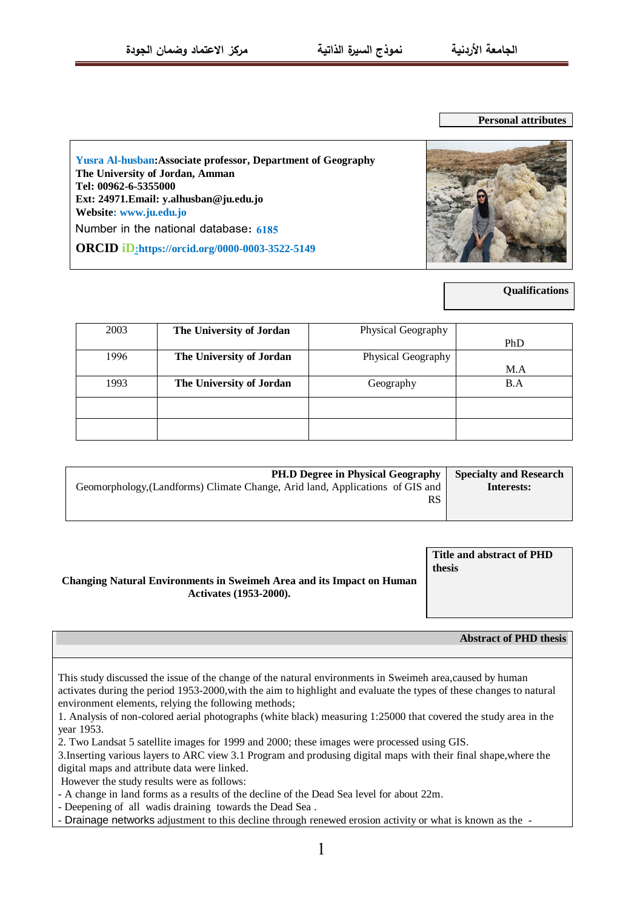## Personal attributes

**Yusra Al-husban: Associate professor, Department of Geography**
**The University of Jordan, Amman**
**Tel: 00962-6-5355000**
**Ext: 24971.Email: y.alhusban@ju.edu.jo**
**Website: www.ju.edu.jo**
Number in the national database: **6185**
**ORCID iD:https://orcid.org/0000-0003-3522-5149**

## Qualifications

| | | | |
|---|---|---|---|
| PhD | Physical Geography | **The University of Jordan** | 2003 |
| M.A | Physical Geography | **The University of Jordan** | 1996 |
| B.A | Geography | **The University of Jordan** | 1993 |
| | | | |
| | | | |

**Specialty and Research Interests:**

**PH.D Degree in Physical Geography**
Geomorphology,(Landforms) Climate Change, Arid land, Applications of GIS and RS

**Title and abstract of PHD thesis**

**Changing Natural Environments in Sweimeh Area and its Impact on Human Activates (1953-2000).**

**Abstract of PHD thesis**

This study discussed the issue of the change of the natural environments in Sweimeh area,caused by human activates during the period 1953-2000,with the aim to highlight and evaluate the types of these changes to natural environment elements, relying the following methods;

1. Analysis of non-colored aerial photographs (white black) measuring 1:25000 that covered the study area in the year 1953.
2. Two Landsat 5 satellite images for 1999 and 2000; these images were processed using GIS.
3.Inserting various layers to ARC view 3.1 Program and produsing digital maps with their final shape,where the digital maps and attribute data were linked.

However the study results were as follows:

- A change in land forms as a results of the decline of the Dead Sea level for about 22m.
- Deepening of all wadis draining towards the Dead Sea .
- Drainage networks adjustment to this decline through renewed erosion activity or what is known as the -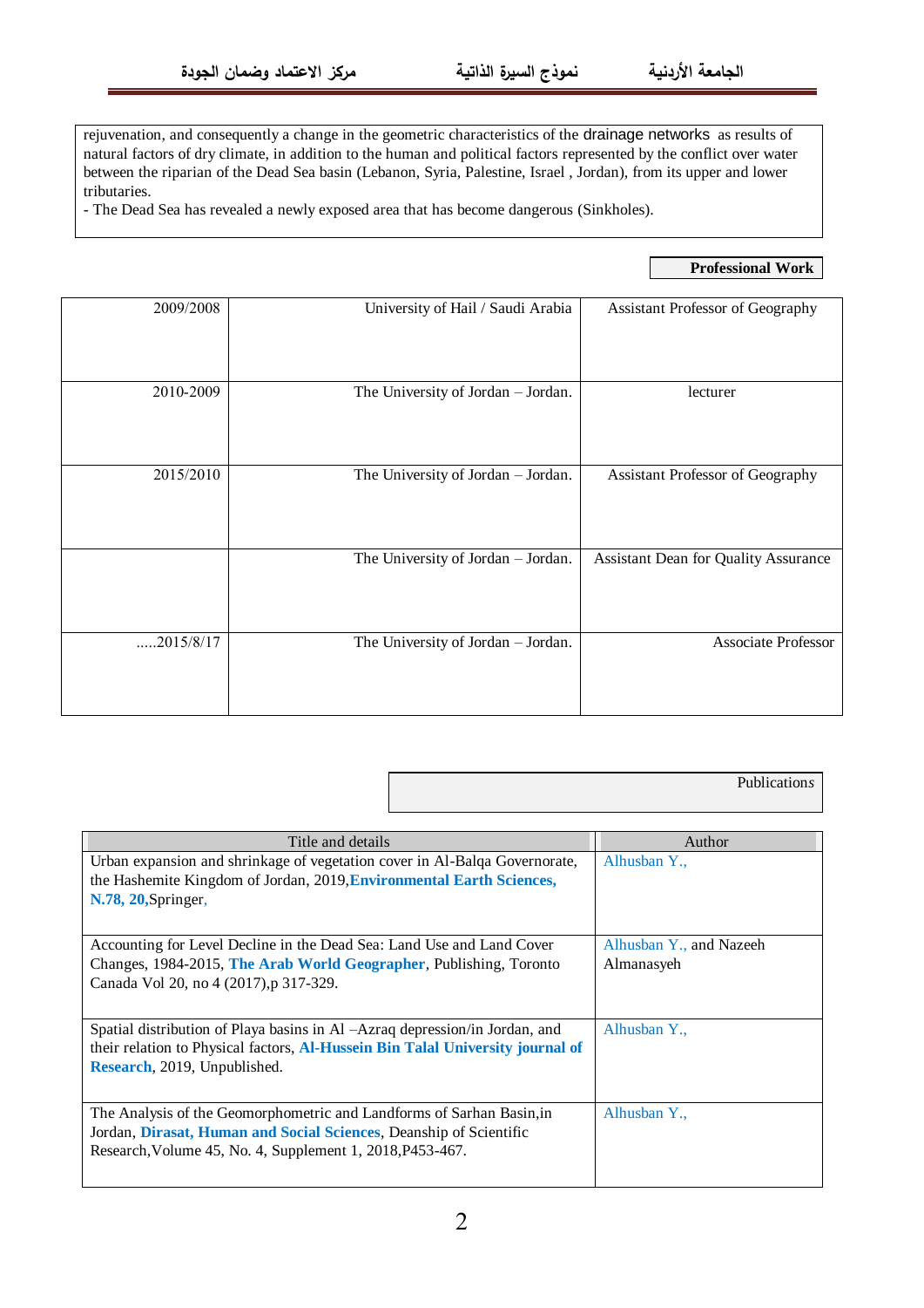rejuvenation, and consequently a change in the geometric characteristics of the drainage networks as results of natural factors of dry climate, in addition to the human and political factors represented by the conflict over water between the riparian of the Dead Sea basin (Lebanon, Syria, Palestine, Israel , Jordan), from its upper and lower tributaries.
- The Dead Sea has revealed a newly exposed area that has become dangerous (Sinkholes).

**Professional Work**

| | | |
|---|---|---|
| 2009/2008 | University of Hail / Saudi Arabia | Assistant Professor of Geography |
| 2010-2009 | The University of Jordan – Jordan. | lecturer |
| 2015/2010 | The University of Jordan – Jordan. | Assistant Professor of Geography |
| | The University of Jordan – Jordan. | Assistant Dean for Quality Assurance |
| .....2015/8/17 | The University of Jordan – Jordan. | Associate Professor |

Publications

| Title and details | Author |
|---|---|
| Urban expansion and shrinkage of vegetation cover in Al-Balqa Governorate, the Hashemite Kingdom of Jordan, 2019,**Environmental Earth Sciences, N.78, 20**,Springer, | Alhusban Y., |
| Accounting for Level Decline in the Dead Sea: Land Use and Land Cover Changes, 1984-2015, **The Arab World Geographer**, Publishing, Toronto Canada Vol 20, no 4 (2017),p 317-329. | Alhusban Y., and Nazeeh Almanasyeh |
| Spatial distribution of Playa basins in Al –Azraq depression/in Jordan, and their relation to Physical factors, **Al-Hussein Bin Talal University journal of Research**, 2019, Unpublished. | Alhusban Y., |
| The Analysis of the Geomorphometric and Landforms of Sarhan Basin,in Jordan, **Dirasat, Human and Social Sciences**, Deanship of Scientific Research,Volume 45, No. 4, Supplement 1, 2018,P453-467. | Alhusban Y., |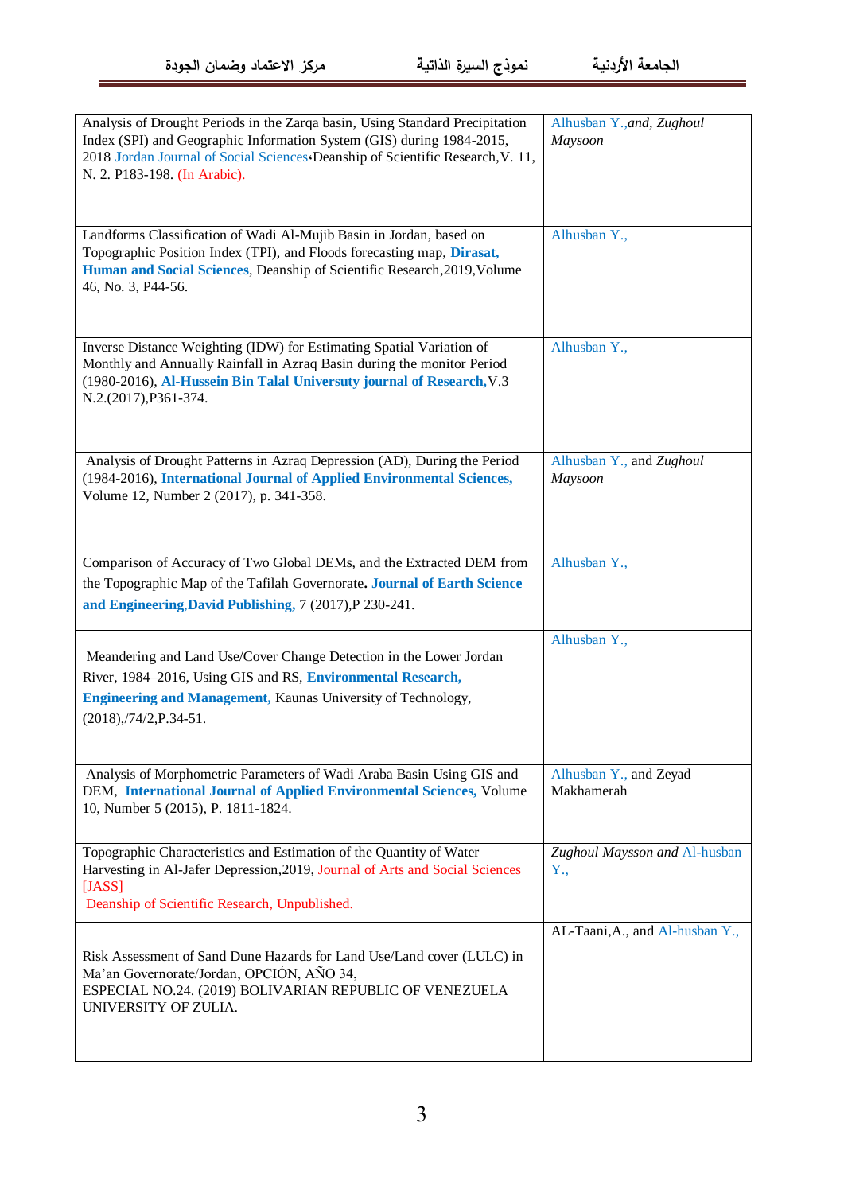| | |
|---|---|
| Analysis of Drought Periods in the Zarqa basin, Using Standard Precipitation Index (SPI) and Geographic Information System (GIS) during 1984-2015, 2018 Jordan Journal of Social Sciences،Deanship of Scientific Research,V. 11, N. 2. P183-198. (In Arabic). | Alhusban Y.,*and, Zughoul Maysoon* |
| Landforms Classification of Wadi Al-Mujib Basin in Jordan, based on Topographic Position Index (TPI), and Floods forecasting map, **Dirasat, Human and Social Sciences**, Deanship of Scientific Research,2019,Volume 46, No. 3, P44-56. | Alhusban Y., |
| Inverse Distance Weighting (IDW) for Estimating Spatial Variation of Monthly and Annually Rainfall in Azraq Basin during the monitor Period (1980-2016), **Al-Hussein Bin Talal Universuty journal of Research,**V.3 N.2.(2017),P361-374. | Alhusban Y., |
| Analysis of Drought Patterns in Azraq Depression (AD), During the Period (1984-2016), **International Journal of Applied Environmental Sciences,** Volume 12, Number 2 (2017), p. 341-358. | Alhusban Y., and *Zughoul Maysoon* |
| Comparison of Accuracy of Two Global DEMs, and the Extracted DEM from the Topographic Map of the Tafilah Governorate**. Journal of Earth Science and Engineering**,**David Publishing,** 7 (2017),P 230-241. | Alhusban Y., |
| Meandering and Land Use/Cover Change Detection in the Lower Jordan River, 1984–2016, Using GIS and RS, **Environmental Research, Engineering and Management,** Kaunas University of Technology, (2018),/74/2,P.34-51. | Alhusban Y., |
| Analysis of Morphometric Parameters of Wadi Araba Basin Using GIS and DEM, **International Journal of Applied Environmental Sciences,** Volume 10, Number 5 (2015), P. 1811-1824. | Alhusban Y., and Zeyad Makhamerah |
| Topographic Characteristics and Estimation of the Quantity of Water Harvesting in Al-Jafer Depression,2019, Journal of Arts and Social Sciences [JASS] Deanship of Scientific Research, Unpublished. | *Zughoul Maysson and* Al-husban Y., |
| Risk Assessment of Sand Dune Hazards for Land Use/Land cover (LULC) in Ma'an Governorate/Jordan, OPCIÓN, AÑO 34, ESPECIAL NO.24. (2019) BOLIVARIAN REPUBLIC OF VENEZUELA UNIVERSITY OF ZULIA. | AL-Taani,A., and Al-husban Y., |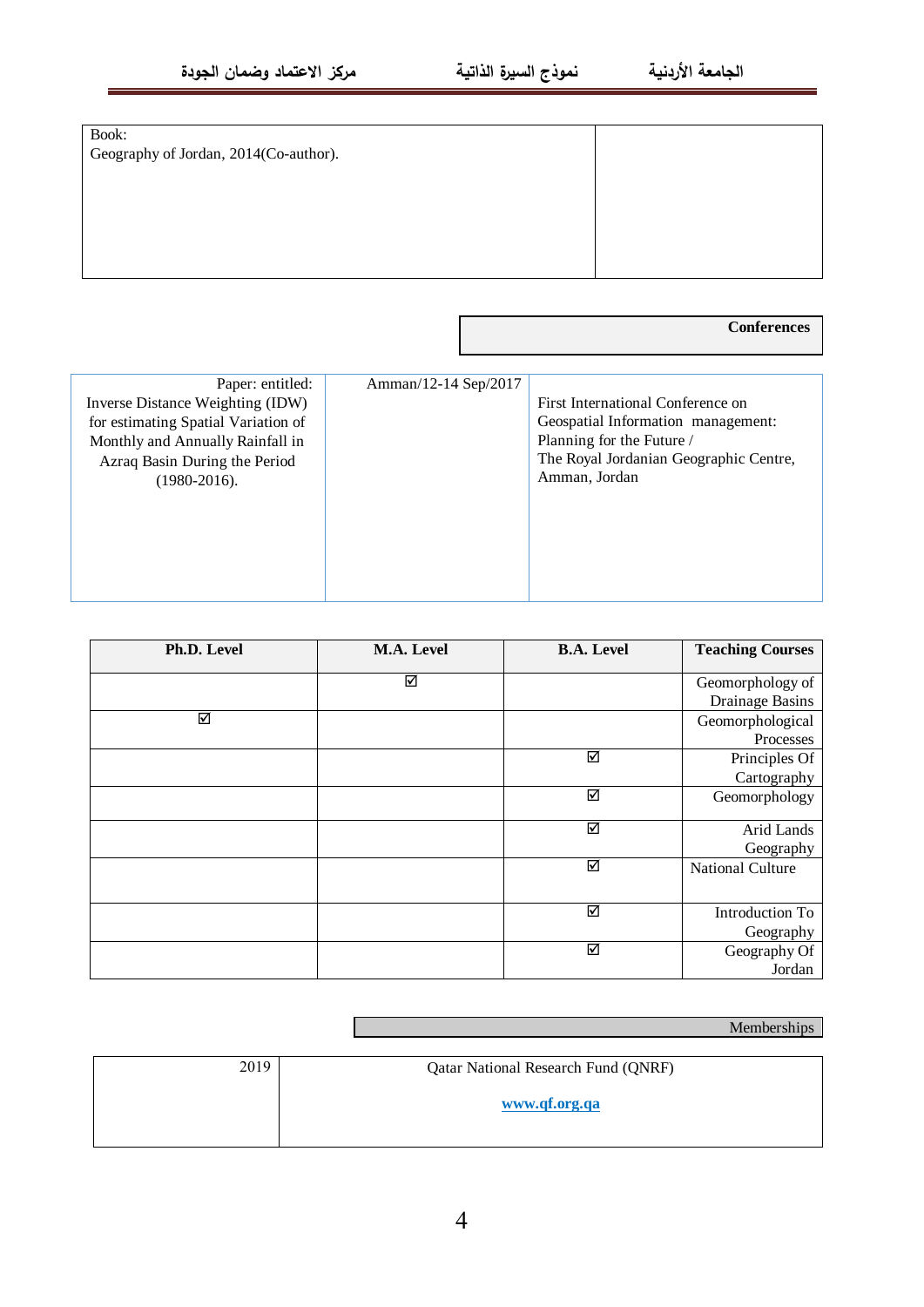| Book:<br>Geography of Jordan, 2014(Co-author). | |
|---|---|

**Conferences**

| Paper: entitled:<br>Inverse Distance Weighting (IDW) for estimating Spatial Variation of Monthly and Annually Rainfall in Azraq Basin During the Period (1980-2016). | Amman/12-14 Sep/2017 | First International Conference on Geospatial Information management: Planning for the Future /<br>The Royal Jordanian Geographic Centre, Amman, Jordan |
|---|---|---|

| Ph.D. Level | M.A. Level | B.A. Level | Teaching Courses |
|---|---|---|---|
| | ☑ | | Geomorphology of Drainage Basins |
| ☑ | | | Geomorphological Processes |
| | | ☑ | Principles Of Cartography |
| | | ☑ | Geomorphology |
| | | ☑ | Arid Lands Geography |
| | | ☑ | National Culture |
| | | ☑ | Introduction To Geography |
| | | ☑ | Geography Of Jordan |

Memberships

| 2019 | Qatar National Research Fund (QNRF)<br>**www.qf.org.qa** |
|---|---|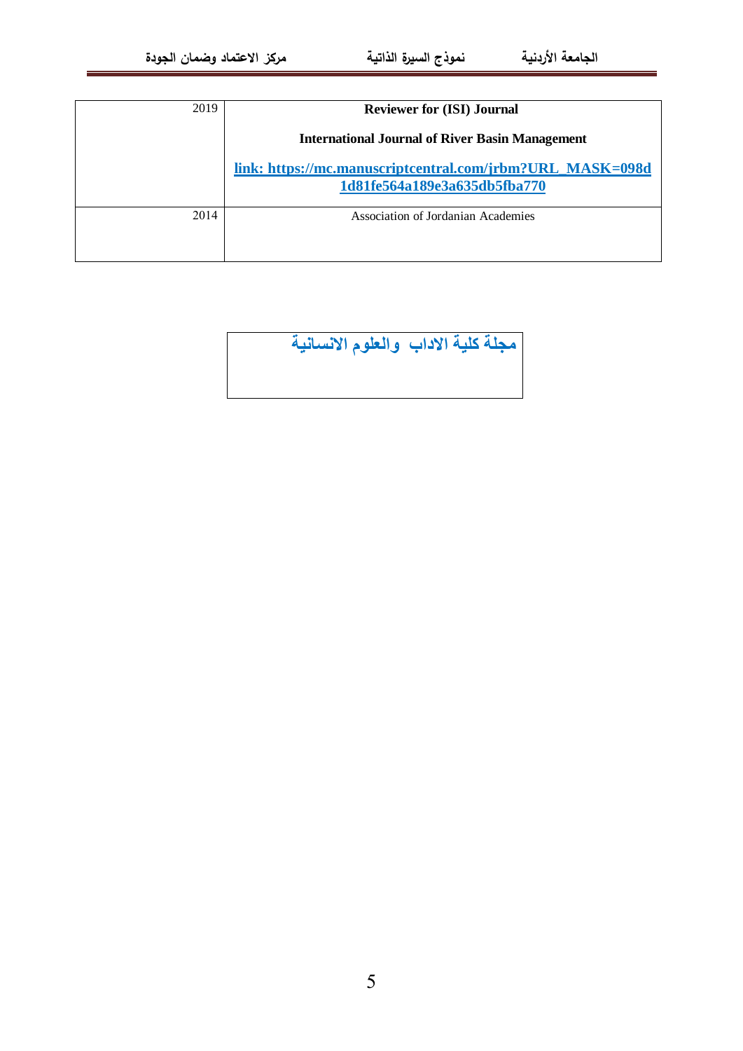| | |
|---|---|
| 2019 | **Reviewer for (ISI) Journal**<br><br>**International Journal of River Basin Management**<br><br>**link: https://mc.manuscriptcentral.com/jrbm?URL_MASK=098d1d81fe564a189e3a635db5fba770** |
| 2014 | Association of Jordanian Academies |

| |
|---|
| **مجلة كلية الاداب والعلوم الانسانية** |